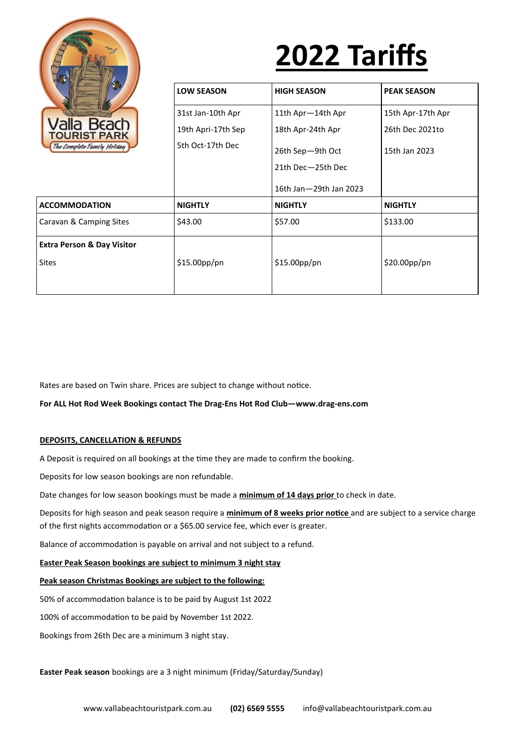# 2022 Tariffs

| | LOW SEASON | HIGH SEASON | PEAK SEASON |
|---|---|---|---|
| | 31st Jan-10th Apr<br>19th Apri-17th Sep<br>5th Oct-17th Dec | 11th Apr—14th Apr<br>18th Apr-24th Apr<br>26th Sep—9th Oct<br>21th Dec—25th Dec<br>16th Jan—29th Jan 2023 | 15th Apr-17th Apr<br>26th Dec 2021to<br>15th Jan 2023 |
| **ACCOMMODATION** | **NIGHTLY** | **NIGHTLY** | **NIGHTLY** |
| Caravan & Camping Sites | $43.00 | $57.00 | $133.00 |
| **Extra Person & Day Visitor** Sites | $15.00pp/pn | $15.00pp/pn | $20.00pp/pn |

Rates are based on Twin share. Prices are subject to change without notice.

**For ALL Hot Rod Week Bookings contact The Drag-Ens Hot Rod Club—www.drag-ens.com**

**DEPOSITS, CANCELLATION & REFUNDS**

A Deposit is required on all bookings at the time they are made to confirm the booking.

Deposits for low season bookings are non refundable.

Date changes for low season bookings must be made a **minimum of 14 days prior** to check in date.

Deposits for high season and peak season require a **minimum of 8 weeks prior notice** and are subject to a service charge of the first nights accommodation or a $65.00 service fee, which ever is greater.

Balance of accommodation is payable on arrival and not subject to a refund.

**Easter Peak Season bookings are subject to minimum 3 night stay**

**Peak season Christmas Bookings are subject to the following:**

50% of accommodation balance is to be paid by August 1st 2022

100% of accommodation to be paid by November 1st 2022.

Bookings from 26th Dec are a minimum 3 night stay.

**Easter Peak season** bookings are a 3 night minimum (Friday/Saturday/Sunday)

www.vallabeachtouristpark.com.au **(02) 6569 5555** info@vallabeachtouristpark.com.au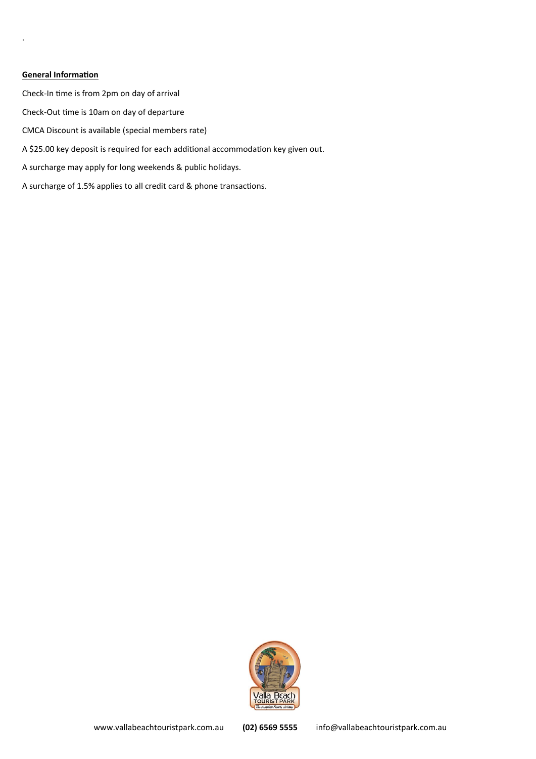.

**General Information**

Check-In time is from 2pm on day of arrival

Check-Out time is 10am on day of departure

CMCA Discount is available (special members rate)

A $25.00 key deposit is required for each additional accommodation key given out.

A surcharge may apply for long weekends & public holidays.

A surcharge of 1.5% applies to all credit card & phone transactions.

www.vallabeachtouristpark.com.au **(02) 6569 5555** info@vallabeachtouristpark.com.au